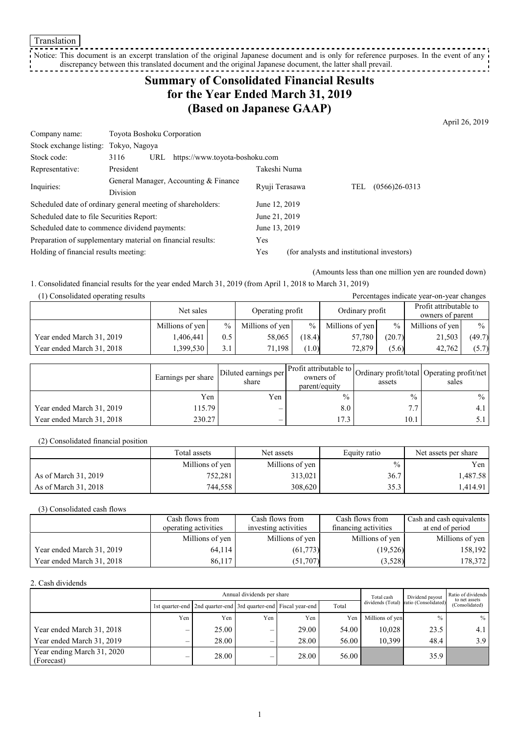Translation

Notice: This document is an excerpt translation of the original Japanese document and is only for reference purposes. In the event of any discrepancy between this translated document and the original Japanese document, the latter shall prevail.

# Summary of Consolidated Financial Results for the Year Ended March 31, 2019 (Based on Japanese GAAP)

April 26, 2019

| | | | |
|---|---|---|---|
| Company name: | Toyota Boshoku Corporation | | |
| Stock exchange listing: | Tokyo, Nagoya | | |
| Stock code: | 3116 URL https://www.toyota-boshoku.com | | |
| Representative: | President | Takeshi Numa | |
| Inquiries: | General Manager, Accounting & Finance Division | Ryuji Terasawa | TEL (0566)26-0313 |

Scheduled date of ordinary general meeting of shareholders: June 12, 2019
Scheduled date to file Securities Report: June 21, 2019
Scheduled date to commence dividend payments: June 13, 2019
Preparation of supplementary material on financial results: Yes
Holding of financial results meeting: Yes (for analysts and institutional investors)

(Amounts less than one million yen are rounded down)

1. Consolidated financial results for the year ended March 31, 2019 (from April 1, 2018 to March 31, 2019)

(1) Consolidated operating results

Percentages indicate year-on-year changes

| | Net sales | | Operating profit | | Ordinary profit | | Profit attributable to owners of parent | |
|---|---|---|---|---|---|---|---|---|
| | Millions of yen | % | Millions of yen | % | Millions of yen | % | Millions of yen | % |
| Year ended March 31, 2019 | 1,406,441 | 0.5 | 58,065 | (18.4) | 57,780 | (20.7) | 21,503 | (49.7) |
| Year ended March 31, 2018 | 1,399,530 | 3.1 | 71,198 | (1.0) | 72,879 | (5.6) | 42,762 | (5.7) |

| | Earnings per share | Diluted earnings per share | Profit attributable to owners of parent/equity | Ordinary profit/total assets | Operating profit/net sales |
|---|---|---|---|---|---|
| | Yen | Yen | % | % | % |
| Year ended March 31, 2019 | 115.79 | – | 8.0 | 7.7 | 4.1 |
| Year ended March 31, 2018 | 230.27 | – | 17.3 | 10.1 | 5.1 |

(2) Consolidated financial position

| | Total assets | Net assets | Equity ratio | Net assets per share |
|---|---|---|---|---|
| | Millions of yen | Millions of yen | % | Yen |
| As of March 31, 2019 | 752,281 | 313,021 | 36.7 | 1,487.58 |
| As of March 31, 2018 | 744,558 | 308,620 | 35.3 | 1,414.91 |

(3) Consolidated cash flows

| | Cash flows from operating activities | Cash flows from investing activities | Cash flows from financing activities | Cash and cash equivalents at end of period |
|---|---|---|---|---|
| | Millions of yen | Millions of yen | Millions of yen | Millions of yen |
| Year ended March 31, 2019 | 64,114 | (61,773) | (19,526) | 158,192 |
| Year ended March 31, 2018 | 86,117 | (51,707) | (3,528) | 178,372 |

2. Cash dividends

| | Annual dividends per share | | | | | Total cash dividends (Total) | Dividend payout ratio (Consolidated) | Ratio of dividends to net assets (Consolidated) |
|---|---|---|---|---|---|---|---|---|
| | 1st quarter-end | 2nd quarter-end | 3rd quarter-end | Fiscal year-end | Total | | | |
| | Yen | Yen | Yen | Yen | Yen | Millions of yen | % | % |
| Year ended March 31, 2018 | – | 25.00 | – | 29.00 | 54.00 | 10,028 | 23.5 | 4.1 |
| Year ended March 31, 2019 | – | 28.00 | – | 28.00 | 56.00 | 10,399 | 48.4 | 3.9 |
| Year ending March 31, 2020 (Forecast) | – | 28.00 | – | 28.00 | 56.00 | | 35.9 | |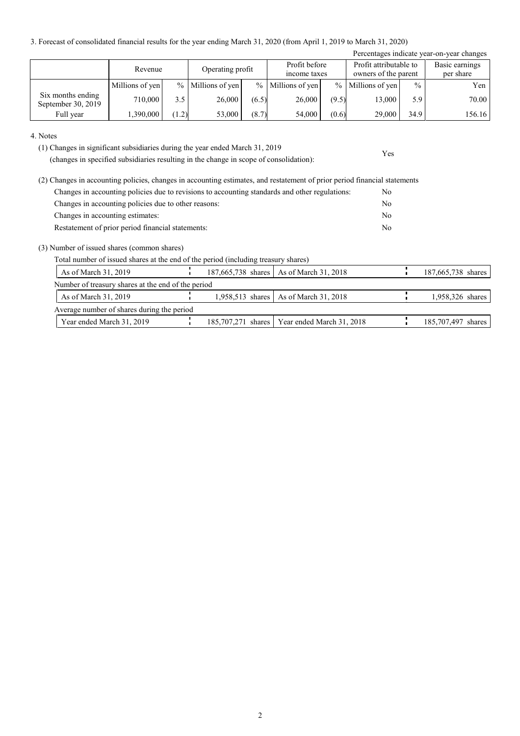3. Forecast of consolidated financial results for the year ending March 31, 2020 (from April 1, 2019 to March 31, 2020)

Percentages indicate year-on-year changes

| | Revenue | | Operating profit | | Profit before income taxes | | Profit attributable to owners of the parent | | Basic earnings per share |
|---|---|---|---|---|---|---|---|---|---|
| | Millions of yen | % | Millions of yen | % | Millions of yen | % | Millions of yen | % | Yen |
| Six months ending September 30, 2019 | 710,000 | 3.5 | 26,000 | (6.5) | 26,000 | (9.5) | 13,000 | 5.9 | 70.00 |
| Full year | 1,390,000 | (1.2) | 53,000 | (8.7) | 54,000 | (0.6) | 29,000 | 34.9 | 156.16 |

4. Notes

(1) Changes in significant subsidiaries during the year ended March 31, 2019 (changes in specified subsidiaries resulting in the change in scope of consolidation): Yes

(2) Changes in accounting policies, changes in accounting estimates, and restatement of prior period financial statements

| | |
|---|---|
| Changes in accounting policies due to revisions to accounting standards and other regulations: | No |
| Changes in accounting policies due to other reasons: | No |
| Changes in accounting estimates: | No |
| Restatement of prior period financial statements: | No |

(3) Number of issued shares (common shares)

Total number of issued shares at the end of the period (including treasury shares)

| | | | |
|---|---|---|---|
| As of March 31, 2019 | 187,665,738 shares | As of March 31, 2018 | 187,665,738 shares |

Number of treasury shares at the end of the period

| | | | |
|---|---|---|---|
| As of March 31, 2019 | 1,958,513 shares | As of March 31, 2018 | 1,958,326 shares |

Average number of shares during the period

| | | | |
|---|---|---|---|
| Year ended March 31, 2019 | 185,707,271 shares | Year ended March 31, 2018 | 185,707,497 shares |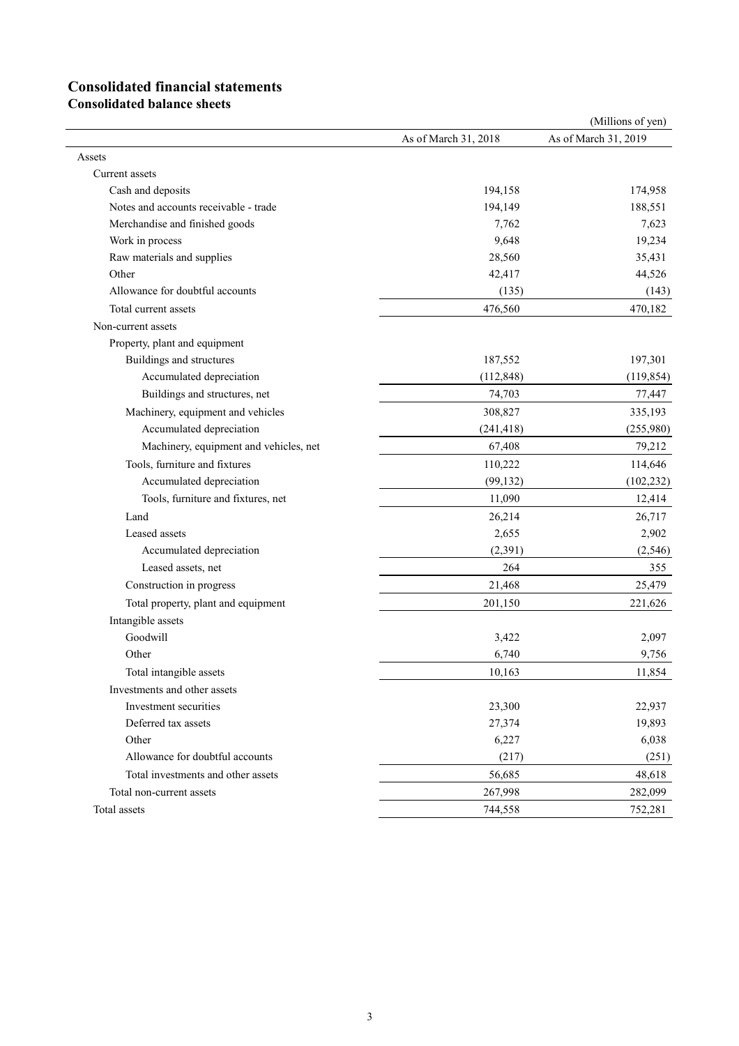# Consolidated financial statements

## Consolidated balance sheets

(Millions of yen)

| | As of March 31, 2018 | As of March 31, 2019 |
|---|---|---|
| Assets | | |
| Current assets | | |
| Cash and deposits | 194,158 | 174,958 |
| Notes and accounts receivable - trade | 194,149 | 188,551 |
| Merchandise and finished goods | 7,762 | 7,623 |
| Work in process | 9,648 | 19,234 |
| Raw materials and supplies | 28,560 | 35,431 |
| Other | 42,417 | 44,526 |
| Allowance for doubtful accounts | (135) | (143) |
| Total current assets | 476,560 | 470,182 |
| Non-current assets | | |
| Property, plant and equipment | | |
| Buildings and structures | 187,552 | 197,301 |
| Accumulated depreciation | (112,848) | (119,854) |
| Buildings and structures, net | 74,703 | 77,447 |
| Machinery, equipment and vehicles | 308,827 | 335,193 |
| Accumulated depreciation | (241,418) | (255,980) |
| Machinery, equipment and vehicles, net | 67,408 | 79,212 |
| Tools, furniture and fixtures | 110,222 | 114,646 |
| Accumulated depreciation | (99,132) | (102,232) |
| Tools, furniture and fixtures, net | 11,090 | 12,414 |
| Land | 26,214 | 26,717 |
| Leased assets | 2,655 | 2,902 |
| Accumulated depreciation | (2,391) | (2,546) |
| Leased assets, net | 264 | 355 |
| Construction in progress | 21,468 | 25,479 |
| Total property, plant and equipment | 201,150 | 221,626 |
| Intangible assets | | |
| Goodwill | 3,422 | 2,097 |
| Other | 6,740 | 9,756 |
| Total intangible assets | 10,163 | 11,854 |
| Investments and other assets | | |
| Investment securities | 23,300 | 22,937 |
| Deferred tax assets | 27,374 | 19,893 |
| Other | 6,227 | 6,038 |
| Allowance for doubtful accounts | (217) | (251) |
| Total investments and other assets | 56,685 | 48,618 |
| Total non-current assets | 267,998 | 282,099 |
| Total assets | 744,558 | 752,281 |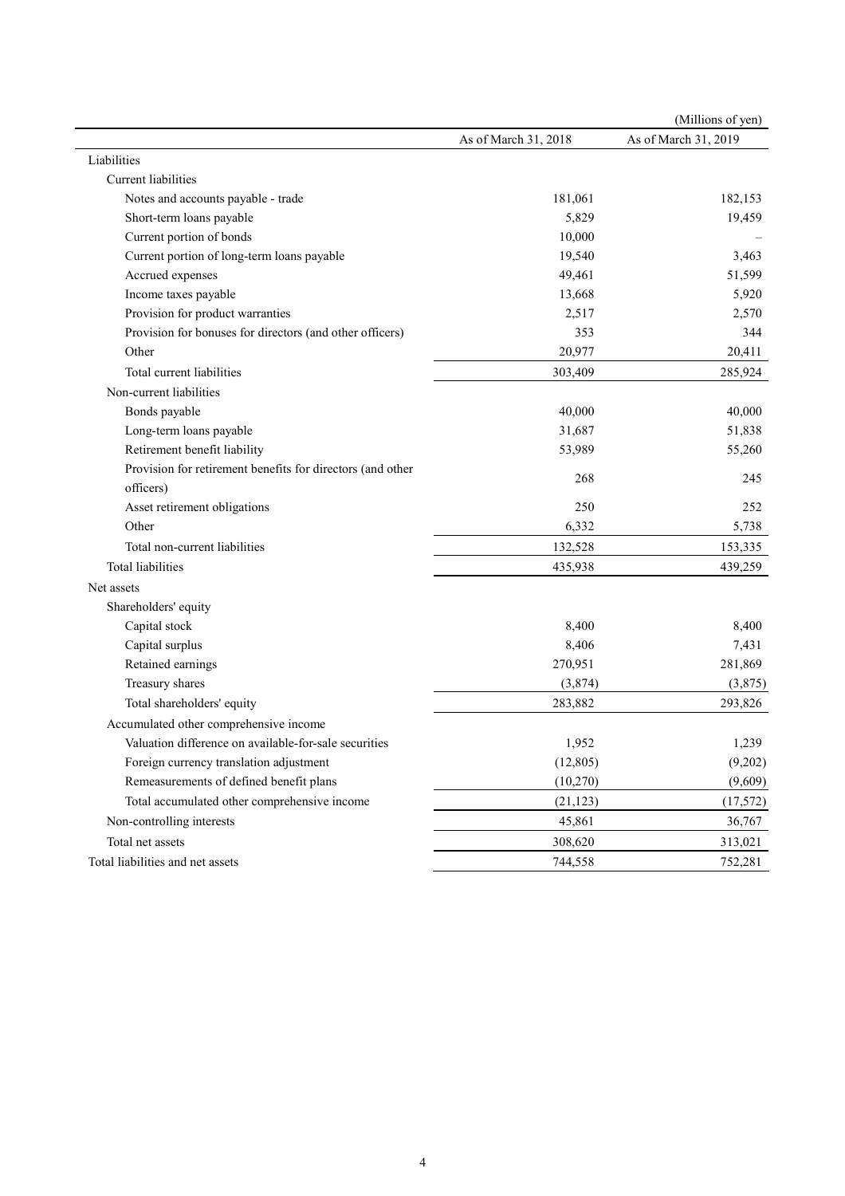(Millions of yen)

| | As of March 31, 2018 | As of March 31, 2019 |
|---|---|---|
| Liabilities | | |
| Current liabilities | | |
| Notes and accounts payable - trade | 181,061 | 182,153 |
| Short-term loans payable | 5,829 | 19,459 |
| Current portion of bonds | 10,000 | – |
| Current portion of long-term loans payable | 19,540 | 3,463 |
| Accrued expenses | 49,461 | 51,599 |
| Income taxes payable | 13,668 | 5,920 |
| Provision for product warranties | 2,517 | 2,570 |
| Provision for bonuses for directors (and other officers) | 353 | 344 |
| Other | 20,977 | 20,411 |
| Total current liabilities | 303,409 | 285,924 |
| Non-current liabilities | | |
| Bonds payable | 40,000 | 40,000 |
| Long-term loans payable | 31,687 | 51,838 |
| Retirement benefit liability | 53,989 | 55,260 |
| Provision for retirement benefits for directors (and other officers) | 268 | 245 |
| Asset retirement obligations | 250 | 252 |
| Other | 6,332 | 5,738 |
| Total non-current liabilities | 132,528 | 153,335 |
| Total liabilities | 435,938 | 439,259 |
| Net assets | | |
| Shareholders' equity | | |
| Capital stock | 8,400 | 8,400 |
| Capital surplus | 8,406 | 7,431 |
| Retained earnings | 270,951 | 281,869 |
| Treasury shares | (3,874) | (3,875) |
| Total shareholders' equity | 283,882 | 293,826 |
| Accumulated other comprehensive income | | |
| Valuation difference on available-for-sale securities | 1,952 | 1,239 |
| Foreign currency translation adjustment | (12,805) | (9,202) |
| Remeasurements of defined benefit plans | (10,270) | (9,609) |
| Total accumulated other comprehensive income | (21,123) | (17,572) |
| Non-controlling interests | 45,861 | 36,767 |
| Total net assets | 308,620 | 313,021 |
| Total liabilities and net assets | 744,558 | 752,281 |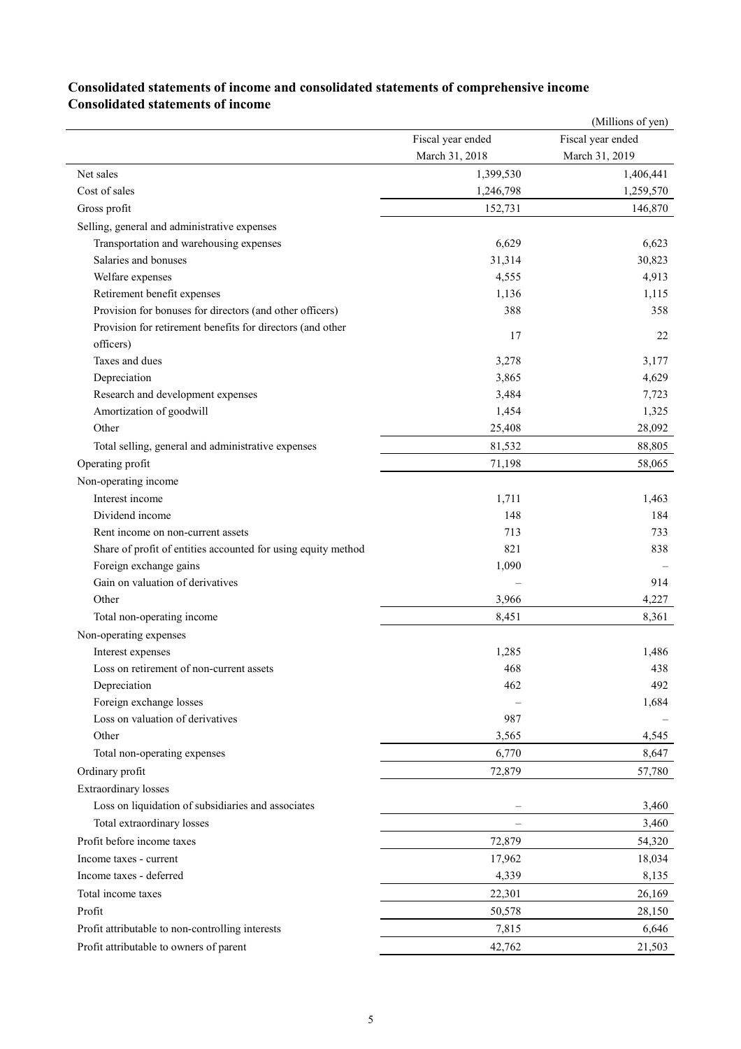## Consolidated statements of income and consolidated statements of comprehensive income

### Consolidated statements of income

(Millions of yen)

| | Fiscal year ended March 31, 2018 | Fiscal year ended March 31, 2019 |
|---|---|---|
| Net sales | 1,399,530 | 1,406,441 |
| Cost of sales | 1,246,798 | 1,259,570 |
| Gross profit | 152,731 | 146,870 |
| Selling, general and administrative expenses | | |
| Transportation and warehousing expenses | 6,629 | 6,623 |
| Salaries and bonuses | 31,314 | 30,823 |
| Welfare expenses | 4,555 | 4,913 |
| Retirement benefit expenses | 1,136 | 1,115 |
| Provision for bonuses for directors (and other officers) | 388 | 358 |
| Provision for retirement benefits for directors (and other officers) | 17 | 22 |
| Taxes and dues | 3,278 | 3,177 |
| Depreciation | 3,865 | 4,629 |
| Research and development expenses | 3,484 | 7,723 |
| Amortization of goodwill | 1,454 | 1,325 |
| Other | 25,408 | 28,092 |
| Total selling, general and administrative expenses | 81,532 | 88,805 |
| Operating profit | 71,198 | 58,065 |
| Non-operating income | | |
| Interest income | 1,711 | 1,463 |
| Dividend income | 148 | 184 |
| Rent income on non-current assets | 713 | 733 |
| Share of profit of entities accounted for using equity method | 821 | 838 |
| Foreign exchange gains | 1,090 | – |
| Gain on valuation of derivatives | – | 914 |
| Other | 3,966 | 4,227 |
| Total non-operating income | 8,451 | 8,361 |
| Non-operating expenses | | |
| Interest expenses | 1,285 | 1,486 |
| Loss on retirement of non-current assets | 468 | 438 |
| Depreciation | 462 | 492 |
| Foreign exchange losses | – | 1,684 |
| Loss on valuation of derivatives | 987 | – |
| Other | 3,565 | 4,545 |
| Total non-operating expenses | 6,770 | 8,647 |
| Ordinary profit | 72,879 | 57,780 |
| Extraordinary losses | | |
| Loss on liquidation of subsidiaries and associates | – | 3,460 |
| Total extraordinary losses | – | 3,460 |
| Profit before income taxes | 72,879 | 54,320 |
| Income taxes - current | 17,962 | 18,034 |
| Income taxes - deferred | 4,339 | 8,135 |
| Total income taxes | 22,301 | 26,169 |
| Profit | 50,578 | 28,150 |
| Profit attributable to non-controlling interests | 7,815 | 6,646 |
| Profit attributable to owners of parent | 42,762 | 21,503 |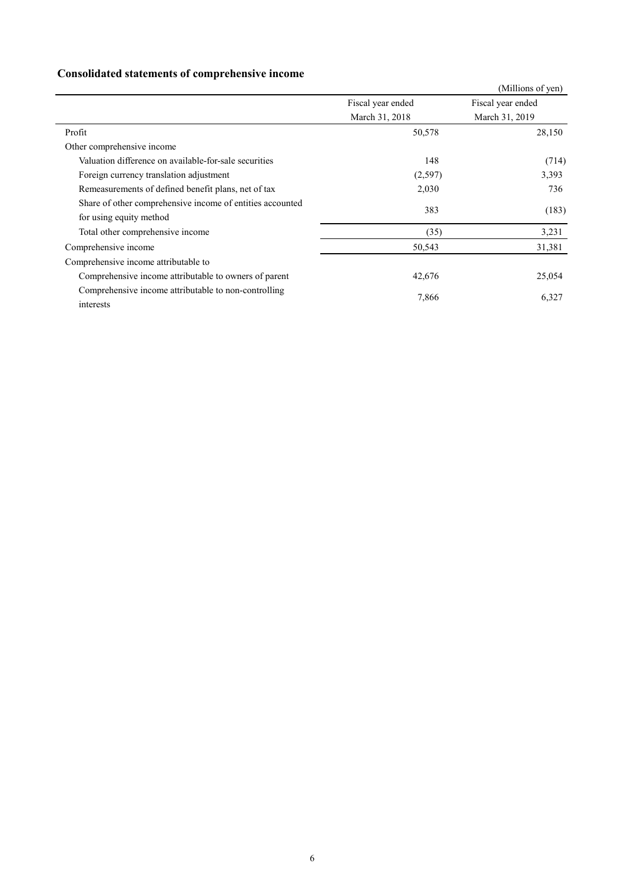## Consolidated statements of comprehensive income

(Millions of yen)

| | Fiscal year ended March 31, 2018 | Fiscal year ended March 31, 2019 |
|---|---|---|
| Profit | 50,578 | 28,150 |
| Other comprehensive income | | |
| Valuation difference on available-for-sale securities | 148 | (714) |
| Foreign currency translation adjustment | (2,597) | 3,393 |
| Remeasurements of defined benefit plans, net of tax | 2,030 | 736 |
| Share of other comprehensive income of entities accounted for using equity method | 383 | (183) |
| Total other comprehensive income | (35) | 3,231 |
| Comprehensive income | 50,543 | 31,381 |
| Comprehensive income attributable to | | |
| Comprehensive income attributable to owners of parent | 42,676 | 25,054 |
| Comprehensive income attributable to non-controlling interests | 7,866 | 6,327 |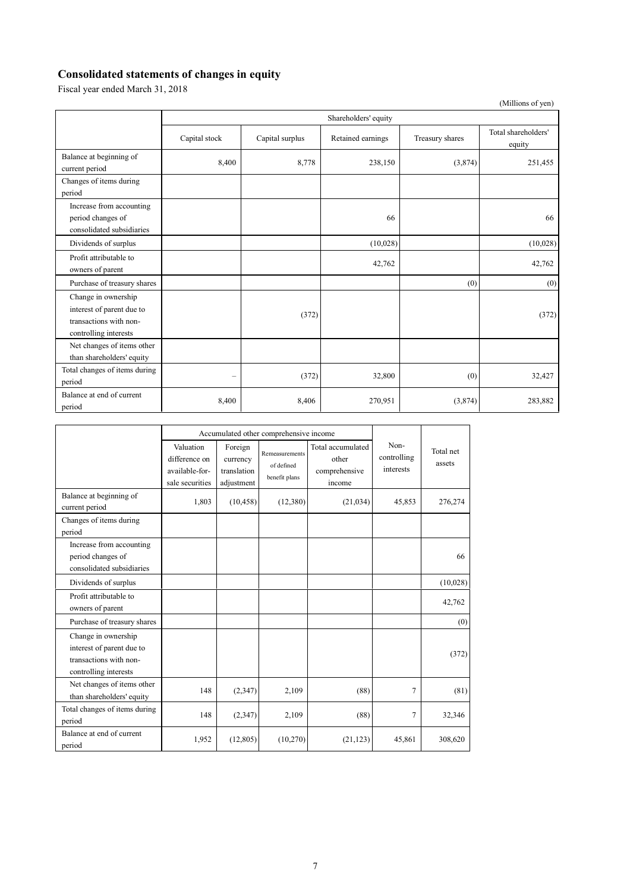## Consolidated statements of changes in equity

Fiscal year ended March 31, 2018

(Millions of yen)

| | Shareholders' equity | | | | |
|---|---|---|---|---|---|
| | Capital stock | Capital surplus | Retained earnings | Treasury shares | Total shareholders' equity |
| Balance at beginning of current period | 8,400 | 8,778 | 238,150 | (3,874) | 251,455 |
| Changes of items during period | | | | | |
| Increase from accounting period changes of consolidated subsidiaries | | | 66 | | 66 |
| Dividends of surplus | | | (10,028) | | (10,028) |
| Profit attributable to owners of parent | | | 42,762 | | 42,762 |
| Purchase of treasury shares | | | | (0) | (0) |
| Change in ownership interest of parent due to transactions with non-controlling interests | | (372) | | | (372) |
| Net changes of items other than shareholders' equity | | | | | |
| Total changes of items during period | – | (372) | 32,800 | (0) | 32,427 |
| Balance at end of current period | 8,400 | 8,406 | 270,951 | (3,874) | 283,882 |

| | Accumulated other comprehensive income | | | | Non-controlling interests | Total net assets |
|---|---|---|---|---|---|---|
| | Valuation difference on available-for-sale securities | Foreign currency translation adjustment | Remeasurements of defined benefit plans | Total accumulated other comprehensive income | | |
| Balance at beginning of current period | 1,803 | (10,458) | (12,380) | (21,034) | 45,853 | 276,274 |
| Changes of items during period | | | | | | |
| Increase from accounting period changes of consolidated subsidiaries | | | | | | 66 |
| Dividends of surplus | | | | | | (10,028) |
| Profit attributable to owners of parent | | | | | | 42,762 |
| Purchase of treasury shares | | | | | | (0) |
| Change in ownership interest of parent due to transactions with non-controlling interests | | | | | | (372) |
| Net changes of items other than shareholders' equity | 148 | (2,347) | 2,109 | (88) | 7 | (81) |
| Total changes of items during period | 148 | (2,347) | 2,109 | (88) | 7 | 32,346 |
| Balance at end of current period | 1,952 | (12,805) | (10,270) | (21,123) | 45,861 | 308,620 |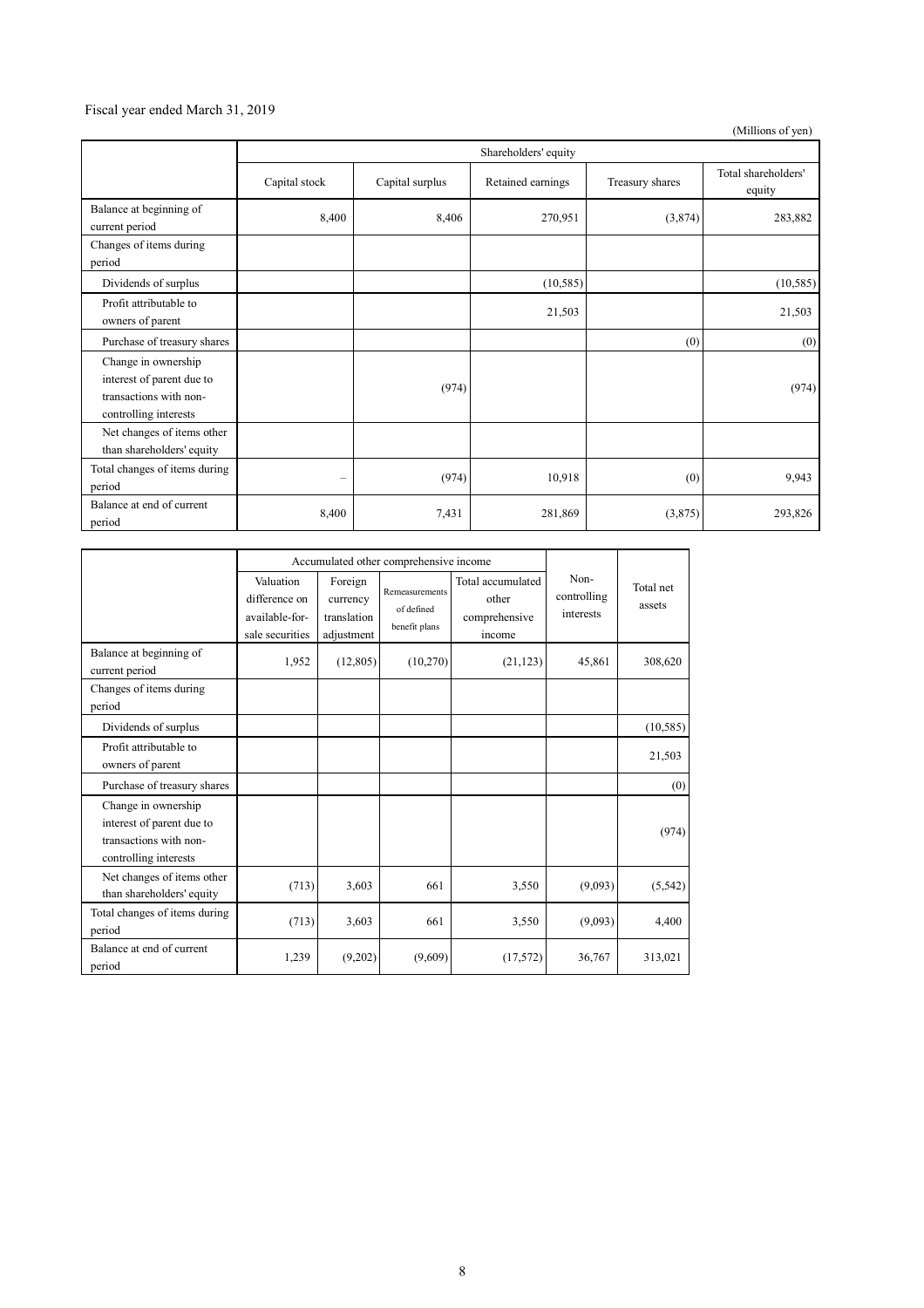Fiscal year ended March 31, 2019

(Millions of yen)

| | Shareholders' equity | | | | |
|---|---|---|---|---|---|
| | Capital stock | Capital surplus | Retained earnings | Treasury shares | Total shareholders' equity |
| Balance at beginning of current period | 8,400 | 8,406 | 270,951 | (3,874) | 283,882 |
| Changes of items during period | | | | | |
| Dividends of surplus | | | (10,585) | | (10,585) |
| Profit attributable to owners of parent | | | 21,503 | | 21,503 |
| Purchase of treasury shares | | | | (0) | (0) |
| Change in ownership interest of parent due to transactions with non-controlling interests | | (974) | | | (974) |
| Net changes of items other than shareholders' equity | | | | | |
| Total changes of items during period | – | (974) | 10,918 | (0) | 9,943 |
| Balance at end of current period | 8,400 | 7,431 | 281,869 | (3,875) | 293,826 |

| | Accumulated other comprehensive income | | | | Non-controlling interests | Total net assets |
|---|---|---|---|---|---|---|
| | Valuation difference on available-for-sale securities | Foreign currency translation adjustment | Remeasurements of defined benefit plans | Total accumulated other comprehensive income | | |
| Balance at beginning of current period | 1,952 | (12,805) | (10,270) | (21,123) | 45,861 | 308,620 |
| Changes of items during period | | | | | | |
| Dividends of surplus | | | | | | (10,585) |
| Profit attributable to owners of parent | | | | | | 21,503 |
| Purchase of treasury shares | | | | | | (0) |
| Change in ownership interest of parent due to transactions with non-controlling interests | | | | | | (974) |
| Net changes of items other than shareholders' equity | (713) | 3,603 | 661 | 3,550 | (9,093) | (5,542) |
| Total changes of items during period | (713) | 3,603 | 661 | 3,550 | (9,093) | 4,400 |
| Balance at end of current period | 1,239 | (9,202) | (9,609) | (17,572) | 36,767 | 313,021 |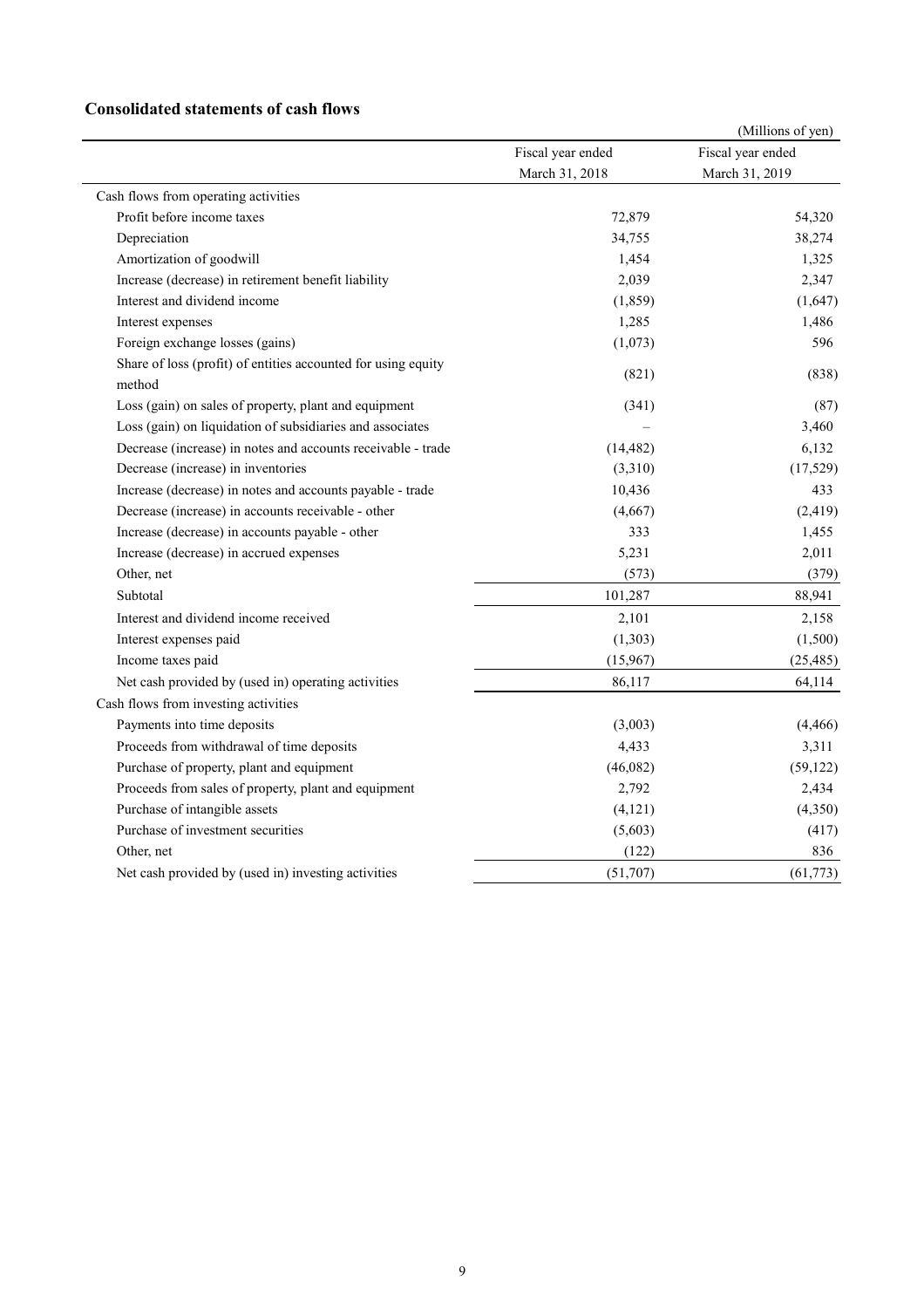## Consolidated statements of cash flows

(Millions of yen)

| | Fiscal year ended March 31, 2018 | Fiscal year ended March 31, 2019 |
|---|---|---|
| Cash flows from operating activities | | |
| Profit before income taxes | 72,879 | 54,320 |
| Depreciation | 34,755 | 38,274 |
| Amortization of goodwill | 1,454 | 1,325 |
| Increase (decrease) in retirement benefit liability | 2,039 | 2,347 |
| Interest and dividend income | (1,859) | (1,647) |
| Interest expenses | 1,285 | 1,486 |
| Foreign exchange losses (gains) | (1,073) | 596 |
| Share of loss (profit) of entities accounted for using equity method | (821) | (838) |
| Loss (gain) on sales of property, plant and equipment | (341) | (87) |
| Loss (gain) on liquidation of subsidiaries and associates | – | 3,460 |
| Decrease (increase) in notes and accounts receivable - trade | (14,482) | 6,132 |
| Decrease (increase) in inventories | (3,310) | (17,529) |
| Increase (decrease) in notes and accounts payable - trade | 10,436 | 433 |
| Decrease (increase) in accounts receivable - other | (4,667) | (2,419) |
| Increase (decrease) in accounts payable - other | 333 | 1,455 |
| Increase (decrease) in accrued expenses | 5,231 | 2,011 |
| Other, net | (573) | (379) |
| Subtotal | 101,287 | 88,941 |
| Interest and dividend income received | 2,101 | 2,158 |
| Interest expenses paid | (1,303) | (1,500) |
| Income taxes paid | (15,967) | (25,485) |
| Net cash provided by (used in) operating activities | 86,117 | 64,114 |
| Cash flows from investing activities | | |
| Payments into time deposits | (3,003) | (4,466) |
| Proceeds from withdrawal of time deposits | 4,433 | 3,311 |
| Purchase of property, plant and equipment | (46,082) | (59,122) |
| Proceeds from sales of property, plant and equipment | 2,792 | 2,434 |
| Purchase of intangible assets | (4,121) | (4,350) |
| Purchase of investment securities | (5,603) | (417) |
| Other, net | (122) | 836 |
| Net cash provided by (used in) investing activities | (51,707) | (61,773) |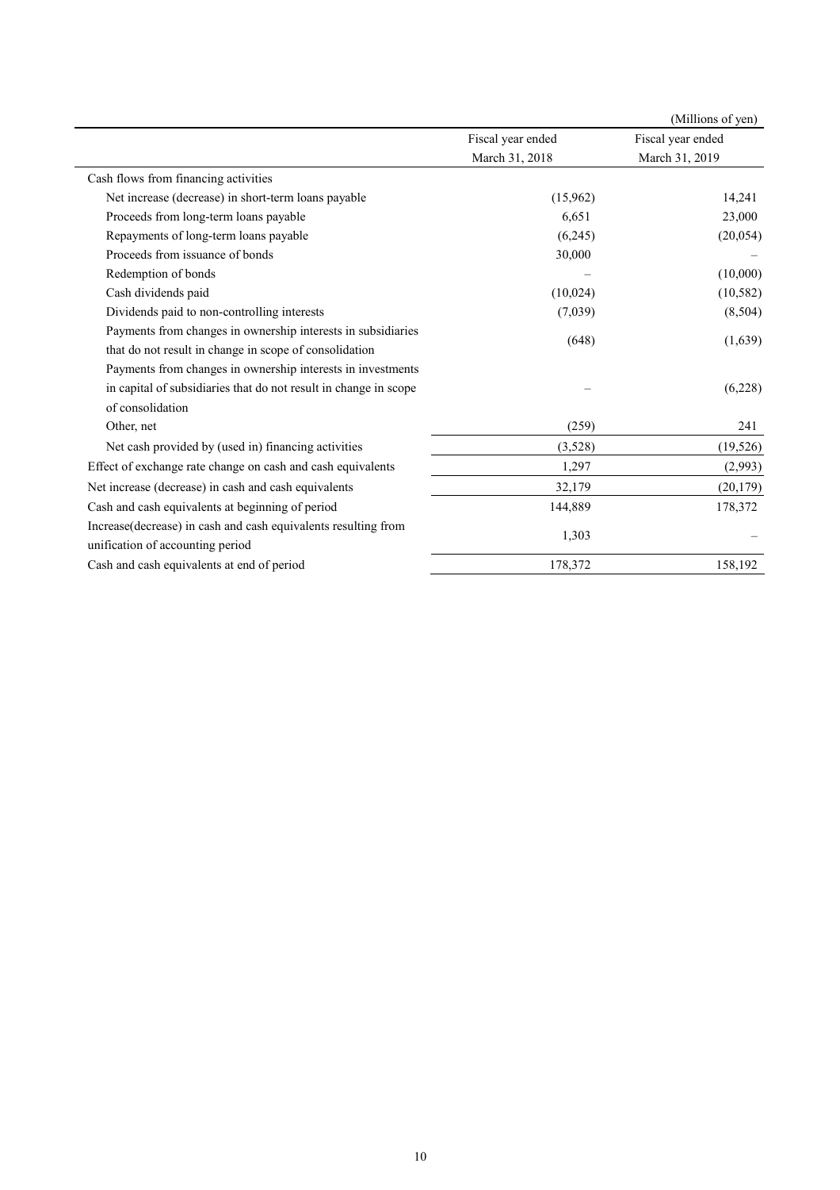(Millions of yen)

| | Fiscal year ended March 31, 2018 | Fiscal year ended March 31, 2019 |
|---|---|---|
| Cash flows from financing activities | | |
| Net increase (decrease) in short-term loans payable | (15,962) | 14,241 |
| Proceeds from long-term loans payable | 6,651 | 23,000 |
| Repayments of long-term loans payable | (6,245) | (20,054) |
| Proceeds from issuance of bonds | 30,000 | – |
| Redemption of bonds | – | (10,000) |
| Cash dividends paid | (10,024) | (10,582) |
| Dividends paid to non-controlling interests | (7,039) | (8,504) |
| Payments from changes in ownership interests in subsidiaries that do not result in change in scope of consolidation | (648) | (1,639) |
| Payments from changes in ownership interests in investments in capital of subsidiaries that do not result in change in scope of consolidation | – | (6,228) |
| Other, net | (259) | 241 |
| Net cash provided by (used in) financing activities | (3,528) | (19,526) |
| Effect of exchange rate change on cash and cash equivalents | 1,297 | (2,993) |
| Net increase (decrease) in cash and cash equivalents | 32,179 | (20,179) |
| Cash and cash equivalents at beginning of period | 144,889 | 178,372 |
| Increase(decrease) in cash and cash equivalents resulting from unification of accounting period | 1,303 | – |
| Cash and cash equivalents at end of period | 178,372 | 158,192 |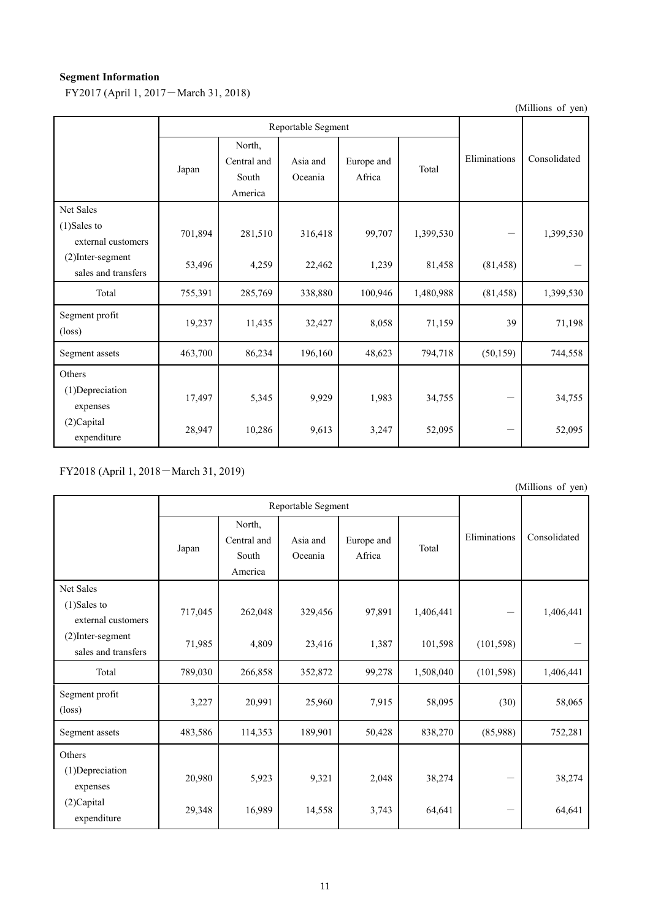**Segment Information**

FY2017 (April 1, 2017－March 31, 2018)

(Millions of yen)

| | Reportable Segment | | | | | Eliminations | Consolidated |
|---|---|---|---|---|---|---|---|
| | Japan | North, Central and South America | Asia and Oceania | Europe and Africa | Total | | |
| Net Sales | | | | | | | |
| (1)Sales to external customers | 701,894 | 281,510 | 316,418 | 99,707 | 1,399,530 | ― | 1,399,530 |
| (2)Inter-segment sales and transfers | 53,496 | 4,259 | 22,462 | 1,239 | 81,458 | (81,458) | ― |
| Total | 755,391 | 285,769 | 338,880 | 100,946 | 1,480,988 | (81,458) | 1,399,530 |
| Segment profit (loss) | 19,237 | 11,435 | 32,427 | 8,058 | 71,159 | 39 | 71,198 |
| Segment assets | 463,700 | 86,234 | 196,160 | 48,623 | 794,718 | (50,159) | 744,558 |
| Others | | | | | | | |
| (1)Depreciation expenses | 17,497 | 5,345 | 9,929 | 1,983 | 34,755 | ― | 34,755 |
| (2)Capital expenditure | 28,947 | 10,286 | 9,613 | 3,247 | 52,095 | ― | 52,095 |

FY2018 (April 1, 2018－March 31, 2019)

(Millions of yen)

| | Reportable Segment | | | | | Eliminations | Consolidated |
|---|---|---|---|---|---|---|---|
| | Japan | North, Central and South America | Asia and Oceania | Europe and Africa | Total | | |
| Net Sales | | | | | | | |
| (1)Sales to external customers | 717,045 | 262,048 | 329,456 | 97,891 | 1,406,441 | ― | 1,406,441 |
| (2)Inter-segment sales and transfers | 71,985 | 4,809 | 23,416 | 1,387 | 101,598 | (101,598) | ― |
| Total | 789,030 | 266,858 | 352,872 | 99,278 | 1,508,040 | (101,598) | 1,406,441 |
| Segment profit (loss) | 3,227 | 20,991 | 25,960 | 7,915 | 58,095 | (30) | 58,065 |
| Segment assets | 483,586 | 114,353 | 189,901 | 50,428 | 838,270 | (85,988) | 752,281 |
| Others | | | | | | | |
| (1)Depreciation expenses | 20,980 | 5,923 | 9,321 | 2,048 | 38,274 | ― | 38,274 |
| (2)Capital expenditure | 29,348 | 16,989 | 14,558 | 3,743 | 64,641 | ― | 64,641 |